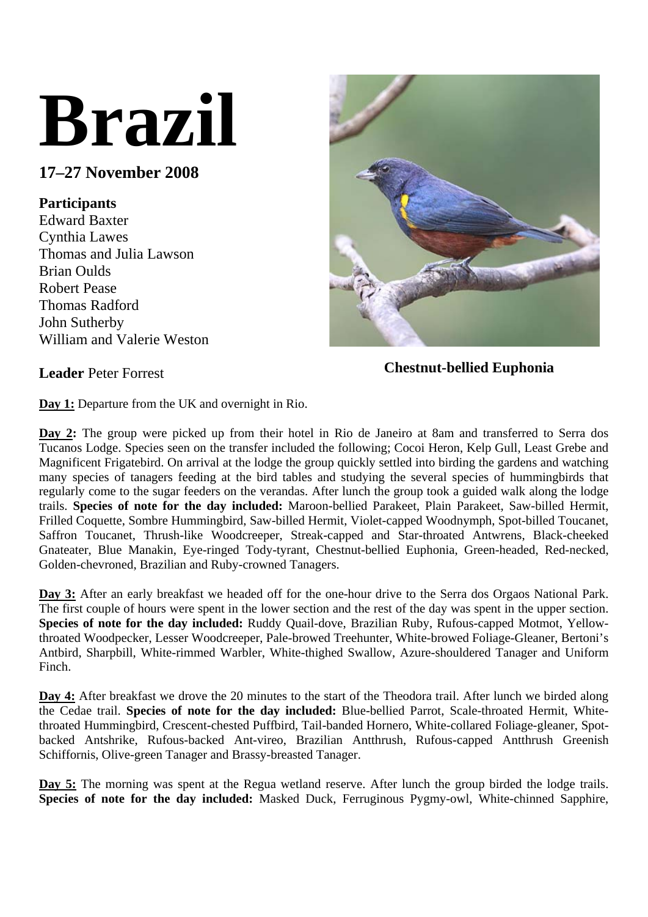# Brazil

## 17–27 November 2008

**Participants**
Edward Baxter
Cynthia Lawes
Thomas and Julia Lawson
Brian Oulds
Robert Pease
Thomas Radford
John Sutherby
William and Valerie Weston

**Leader** Peter Forrest

**Chestnut-bellied Euphonia**

**Day 1:** Departure from the UK and overnight in Rio.

**Day 2:** The group were picked up from their hotel in Rio de Janeiro at 8am and transferred to Serra dos Tucanos Lodge. Species seen on the transfer included the following; Cocoi Heron, Kelp Gull, Least Grebe and Magnificent Frigatebird. On arrival at the lodge the group quickly settled into birding the gardens and watching many species of tanagers feeding at the bird tables and studying the several species of hummingbirds that regularly come to the sugar feeders on the verandas. After lunch the group took a guided walk along the lodge trails. **Species of note for the day included:** Maroon-bellied Parakeet, Plain Parakeet, Saw-billed Hermit, Frilled Coquette, Sombre Hummingbird, Saw-billed Hermit, Violet-capped Woodnymph, Spot-billed Toucanet, Saffron Toucanet, Thrush-like Woodcreeper, Streak-capped and Star-throated Antwrens, Black-cheeked Gnateater, Blue Manakin, Eye-ringed Tody-tyrant, Chestnut-bellied Euphonia, Green-headed, Red-necked, Golden-chevroned, Brazilian and Ruby-crowned Tanagers.

**Day 3:** After an early breakfast we headed off for the one-hour drive to the Serra dos Orgaos National Park. The first couple of hours were spent in the lower section and the rest of the day was spent in the upper section. **Species of note for the day included:** Ruddy Quail-dove, Brazilian Ruby, Rufous-capped Motmot, Yellow-throated Woodpecker, Lesser Woodcreeper, Pale-browed Treehunter, White-browed Foliage-Gleaner, Bertoni's Antbird, Sharpbill, White-rimmed Warbler, White-thighed Swallow, Azure-shouldered Tanager and Uniform Finch.

**Day 4:** After breakfast we drove the 20 minutes to the start of the Theodora trail. After lunch we birded along the Cedae trail. **Species of note for the day included:** Blue-bellied Parrot, Scale-throated Hermit, White-throated Hummingbird, Crescent-chested Puffbird, Tail-banded Hornero, White-collared Foliage-gleaner, Spot-backed Antshrike, Rufous-backed Ant-vireo, Brazilian Antthrush, Rufous-capped Antthrush Greenish Schiffornis, Olive-green Tanager and Brassy-breasted Tanager.

**Day 5:** The morning was spent at the Regua wetland reserve. After lunch the group birded the lodge trails. **Species of note for the day included:** Masked Duck, Ferruginous Pygmy-owl, White-chinned Sapphire,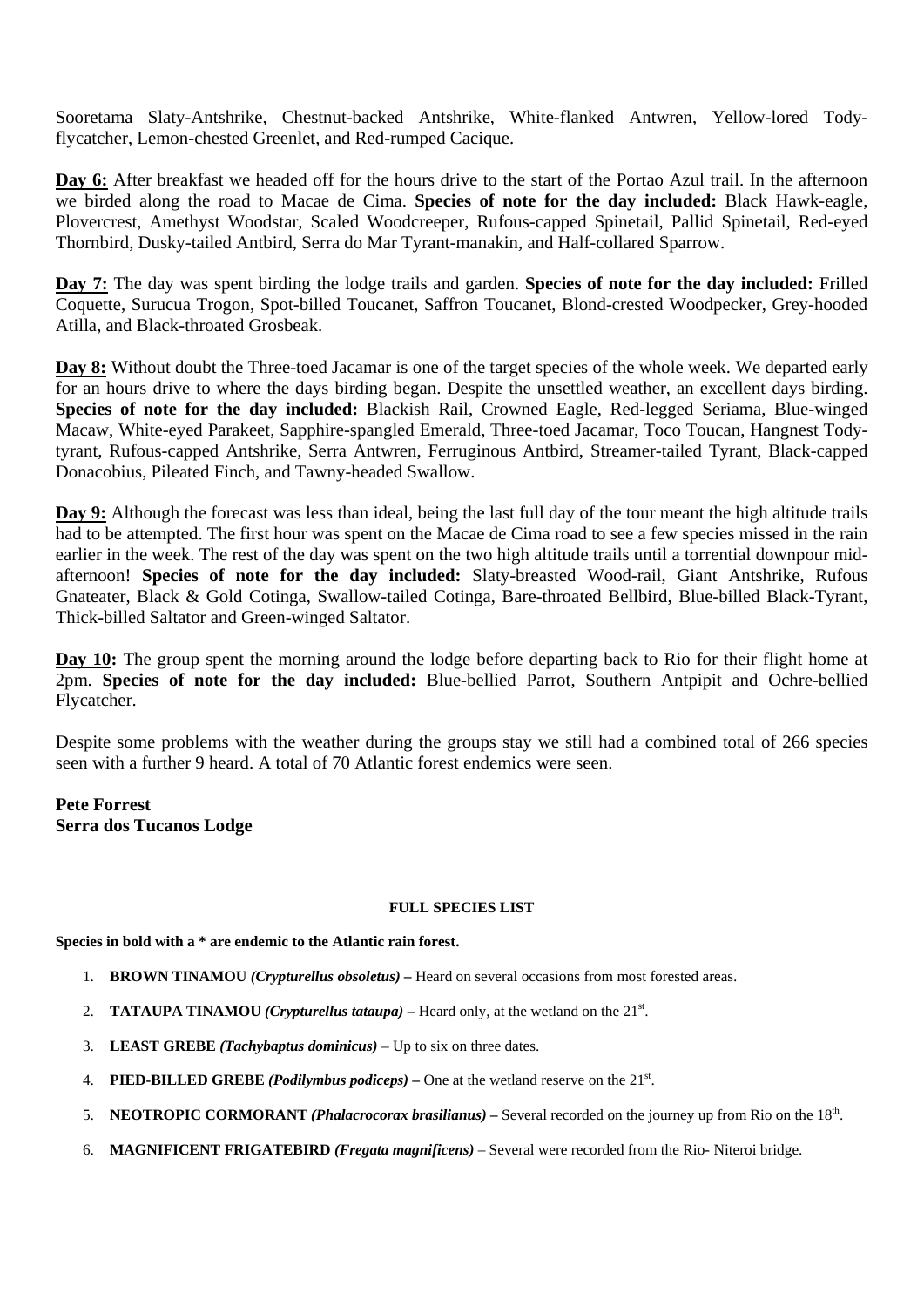Sooretama Slaty-Antshrike, Chestnut-backed Antshrike, White-flanked Antwren, Yellow-lored Tody-flycatcher, Lemon-chested Greenlet, and Red-rumped Cacique.

**Day 6:** After breakfast we headed off for the hours drive to the start of the Portao Azul trail. In the afternoon we birded along the road to Macae de Cima. **Species of note for the day included:** Black Hawk-eagle, Plovercrest, Amethyst Woodstar, Scaled Woodcreeper, Rufous-capped Spinetail, Pallid Spinetail, Red-eyed Thornbird, Dusky-tailed Antbird, Serra do Mar Tyrant-manakin, and Half-collared Sparrow.

**Day 7:** The day was spent birding the lodge trails and garden. **Species of note for the day included:** Frilled Coquette, Surucua Trogon, Spot-billed Toucanet, Saffron Toucanet, Blond-crested Woodpecker, Grey-hooded Atilla, and Black-throated Grosbeak.

**Day 8:** Without doubt the Three-toed Jacamar is one of the target species of the whole week. We departed early for an hours drive to where the days birding began. Despite the unsettled weather, an excellent days birding. **Species of note for the day included:** Blackish Rail, Crowned Eagle, Red-legged Seriama, Blue-winged Macaw, White-eyed Parakeet, Sapphire-spangled Emerald, Three-toed Jacamar, Toco Toucan, Hangnest Tody-tyrant, Rufous-capped Antshrike, Serra Antwren, Ferruginous Antbird, Streamer-tailed Tyrant, Black-capped Donacobius, Pileated Finch, and Tawny-headed Swallow.

**Day 9:** Although the forecast was less than ideal, being the last full day of the tour meant the high altitude trails had to be attempted. The first hour was spent on the Macae de Cima road to see a few species missed in the rain earlier in the week. The rest of the day was spent on the two high altitude trails until a torrential downpour mid-afternoon! **Species of note for the day included:** Slaty-breasted Wood-rail, Giant Antshrike, Rufous Gnateater, Black & Gold Cotinga, Swallow-tailed Cotinga, Bare-throated Bellbird, Blue-billed Black-Tyrant, Thick-billed Saltator and Green-winged Saltator.

**Day 10:** The group spent the morning around the lodge before departing back to Rio for their flight home at 2pm. **Species of note for the day included:** Blue-bellied Parrot, Southern Antpipit and Ochre-bellied Flycatcher.

Despite some problems with the weather during the groups stay we still had a combined total of 266 species seen with a further 9 heard. A total of 70 Atlantic forest endemics were seen.

**Pete Forrest**
**Serra dos Tucanos Lodge**

#### FULL SPECIES LIST

**Species in bold with a * are endemic to the Atlantic rain forest.**

1. **BROWN TINAMOU *(Crypturellus obsoletus)* –** Heard on several occasions from most forested areas.
2. **TATAUPA TINAMOU *(Crypturellus tataupa)* –** Heard only, at the wetland on the 21st.
3. **LEAST GREBE *(Tachybaptus dominicus)*** – Up to six on three dates.
4. **PIED-BILLED GREBE *(Podilymbus podiceps)* –** One at the wetland reserve on the 21st.
5. **NEOTROPIC CORMORANT *(Phalacrocorax brasilianus)* –** Several recorded on the journey up from Rio on the 18th.
6. **MAGNIFICENT FRIGATEBIRD *(Fregata magnificens)*** – Several were recorded from the Rio- Niteroi bridge.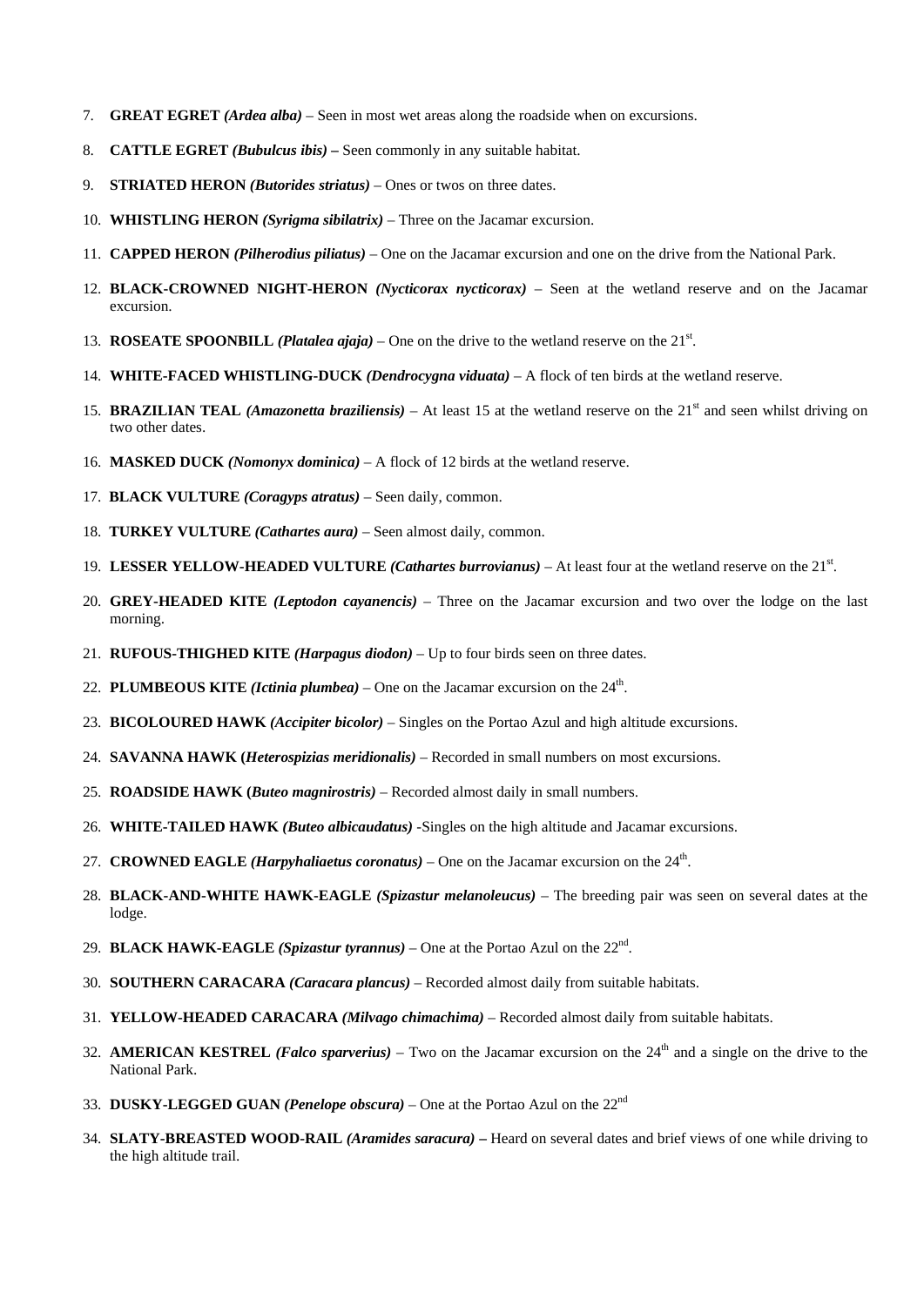7. **GREAT EGRET** ***(Ardea alba)*** – Seen in most wet areas along the roadside when on excursions.

8. **CATTLE EGRET** ***(Bubulcus ibis)*** **–** Seen commonly in any suitable habitat.

9. **STRIATED HERON** ***(Butorides striatus)*** – Ones or twos on three dates.

10. **WHISTLING HERON** ***(Syrigma sibilatrix)*** – Three on the Jacamar excursion.

11. **CAPPED HERON** ***(Pilherodius piliatus)*** – One on the Jacamar excursion and one on the drive from the National Park.

12. **BLACK-CROWNED NIGHT-HERON** ***(Nycticorax nycticorax)*** – Seen at the wetland reserve and on the Jacamar excursion.

13. **ROSEATE SPOONBILL** ***(Platalea ajaja)*** – One on the drive to the wetland reserve on the 21st.

14. **WHITE-FACED WHISTLING-DUCK** ***(Dendrocygna viduata)*** – A flock of ten birds at the wetland reserve.

15. **BRAZILIAN TEAL** ***(Amazonetta braziliensis)*** – At least 15 at the wetland reserve on the 21st and seen whilst driving on two other dates.

16. **MASKED DUCK** ***(Nomonyx dominica)*** – A flock of 12 birds at the wetland reserve.

17. **BLACK VULTURE** ***(Coragyps atratus)*** – Seen daily, common.

18. **TURKEY VULTURE** ***(Cathartes aura)*** – Seen almost daily, common.

19. **LESSER YELLOW-HEADED VULTURE** ***(Cathartes burrovianus)*** – At least four at the wetland reserve on the 21st.

20. **GREY-HEADED KITE** ***(Leptodon cayanencis)*** – Three on the Jacamar excursion and two over the lodge on the last morning.

21. **RUFOUS-THIGHED KITE** ***(Harpagus diodon)*** – Up to four birds seen on three dates.

22. **PLUMBEOUS KITE** ***(Ictinia plumbea)*** – One on the Jacamar excursion on the 24th.

23. **BICOLOURED HAWK** ***(Accipiter bicolor)*** – Singles on the Portao Azul and high altitude excursions.

24. **SAVANNA HAWK (*Heterospizias meridionalis)*** – Recorded in small numbers on most excursions.

25. **ROADSIDE HAWK (*Buteo magnirostris)*** – Recorded almost daily in small numbers.

26. **WHITE-TAILED HAWK** ***(Buteo albicaudatus)*** -Singles on the high altitude and Jacamar excursions.

27. **CROWNED EAGLE** ***(Harpyhaliaetus coronatus)*** – One on the Jacamar excursion on the 24th.

28. **BLACK-AND-WHITE HAWK-EAGLE** ***(Spizastur melanoleucus)*** – The breeding pair was seen on several dates at the lodge.

29. **BLACK HAWK-EAGLE** ***(Spizastur tyrannus)*** – One at the Portao Azul on the 22nd.

30. **SOUTHERN CARACARA** ***(Caracara plancus)*** – Recorded almost daily from suitable habitats.

31. **YELLOW-HEADED CARACARA** ***(Milvago chimachima)*** – Recorded almost daily from suitable habitats.

32. **AMERICAN KESTREL** ***(Falco sparverius)*** – Two on the Jacamar excursion on the 24th and a single on the drive to the National Park.

33. **DUSKY-LEGGED GUAN** ***(Penelope obscura)*** – One at the Portao Azul on the 22nd

34. **SLATY-BREASTED WOOD-RAIL** ***(Aramides saracura)*** **–** Heard on several dates and brief views of one while driving to the high altitude trail.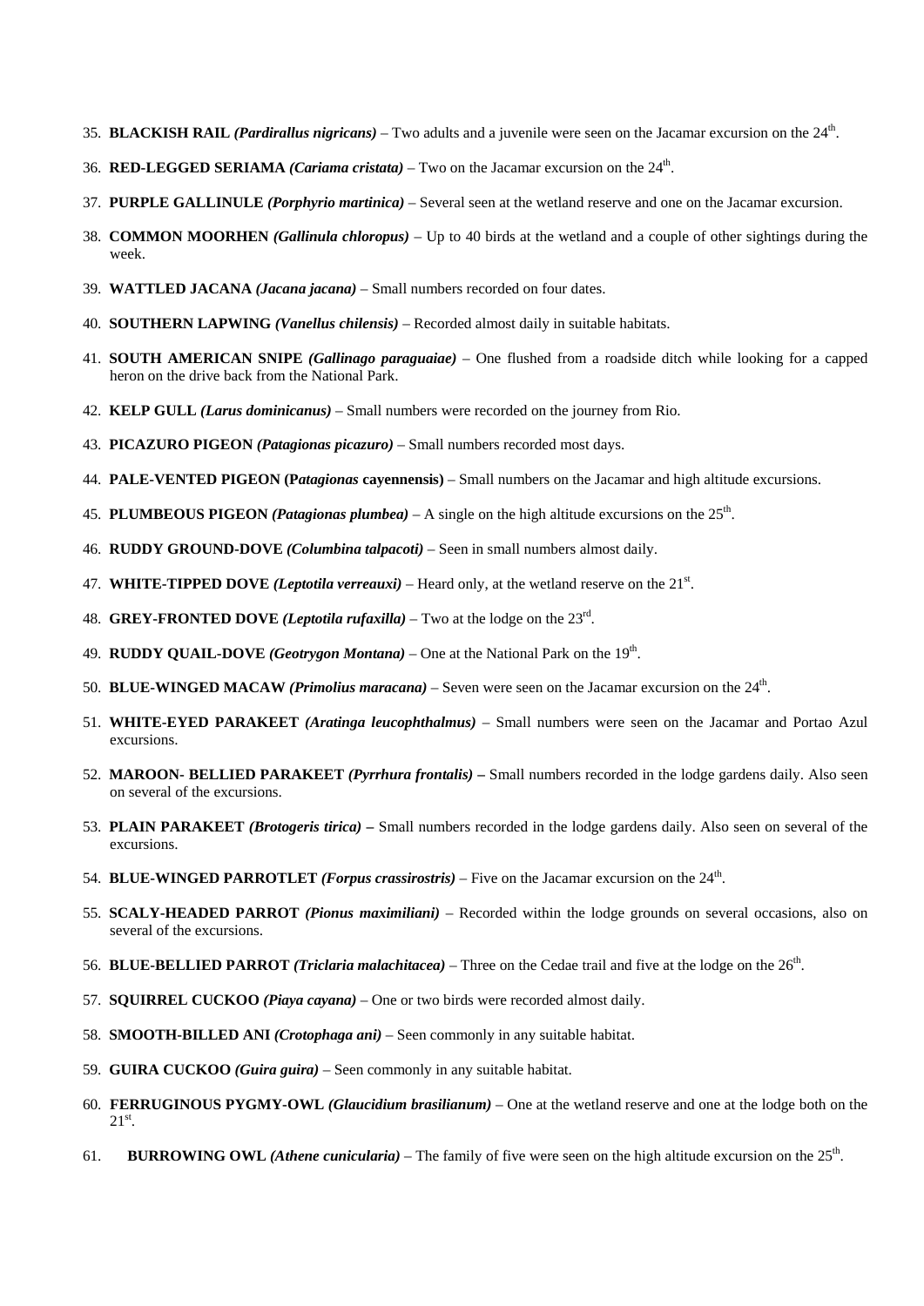35. **BLACKISH RAIL *(Pardirallus nigricans)*** – Two adults and a juvenile were seen on the Jacamar excursion on the 24th.

36. **RED-LEGGED SERIAMA *(Cariama cristata)*** – Two on the Jacamar excursion on the 24th.

37. **PURPLE GALLINULE *(Porphyrio martinica)*** – Several seen at the wetland reserve and one on the Jacamar excursion.

38. **COMMON MOORHEN *(Gallinula chloropus)*** – Up to 40 birds at the wetland and a couple of other sightings during the week.

39. **WATTLED JACANA *(Jacana jacana)*** – Small numbers recorded on four dates.

40. **SOUTHERN LAPWING *(Vanellus chilensis)*** – Recorded almost daily in suitable habitats.

41. **SOUTH AMERICAN SNIPE *(Gallinago paraguaiae)*** – One flushed from a roadside ditch while looking for a capped heron on the drive back from the National Park.

42. **KELP GULL *(Larus dominicanus)*** – Small numbers were recorded on the journey from Rio.

43. **PICAZURO PIGEON *(Patagionas picazuro)*** – Small numbers recorded most days.

44. **PALE-VENTED PIGEON (P*atagionas* cayennensis)** – Small numbers on the Jacamar and high altitude excursions.

45. **PLUMBEOUS PIGEON *(Patagionas plumbea)*** – A single on the high altitude excursions on the 25th.

46. **RUDDY GROUND-DOVE *(Columbina talpacoti)*** – Seen in small numbers almost daily.

47. **WHITE-TIPPED DOVE *(Leptotila verreauxi)*** – Heard only, at the wetland reserve on the 21st.

48. **GREY-FRONTED DOVE *(Leptotila rufaxilla)*** – Two at the lodge on the 23rd.

49. **RUDDY QUAIL-DOVE *(Geotrygon Montana)*** – One at the National Park on the 19th.

50. **BLUE-WINGED MACAW *(Primolius maracana)*** – Seven were seen on the Jacamar excursion on the 24th.

51. **WHITE-EYED PARAKEET *(Aratinga leucophthalmus)*** – Small numbers were seen on the Jacamar and Portao Azul excursions.

52. **MAROON- BELLIED PARAKEET *(Pyrrhura frontalis)* –** Small numbers recorded in the lodge gardens daily. Also seen on several of the excursions.

53. **PLAIN PARAKEET *(Brotogeris tirica)* –** Small numbers recorded in the lodge gardens daily. Also seen on several of the excursions.

54. **BLUE-WINGED PARROTLET *(Forpus crassirostris)*** – Five on the Jacamar excursion on the 24th.

55. **SCALY-HEADED PARROT *(Pionus maximiliani)*** – Recorded within the lodge grounds on several occasions, also on several of the excursions.

56. **BLUE-BELLIED PARROT *(Triclaria malachitacea)*** – Three on the Cedae trail and five at the lodge on the 26th.

57. **SQUIRREL CUCKOO *(Piaya cayana)*** – One or two birds were recorded almost daily.

58. **SMOOTH-BILLED ANI *(Crotophaga ani)*** – Seen commonly in any suitable habitat.

59. **GUIRA CUCKOO *(Guira guira)*** – Seen commonly in any suitable habitat.

60. **FERRUGINOUS PYGMY-OWL *(Glaucidium brasilianum)*** – One at the wetland reserve and one at the lodge both on the 21st.

61. **BURROWING OWL *(Athene cunicularia)*** – The family of five were seen on the high altitude excursion on the 25th.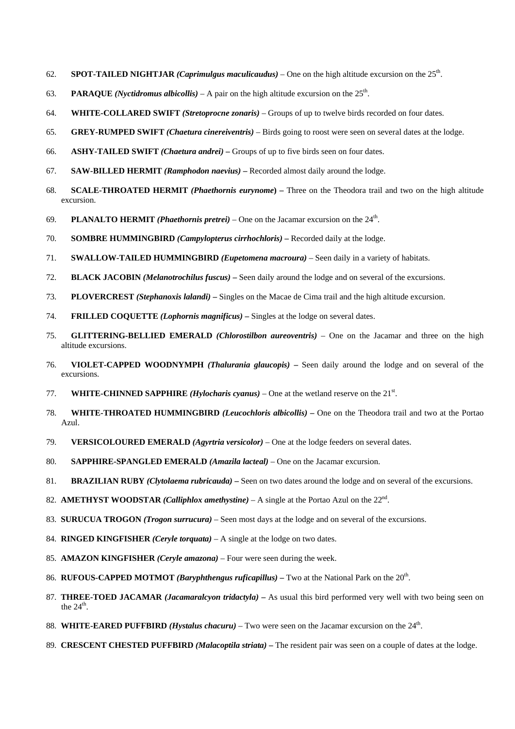62. **SPOT-TAILED NIGHTJAR** ***(Caprimulgus maculicaudus)*** – One on the high altitude excursion on the 25th.

63. **PARAQUE** ***(Nyctidromus albicollis)*** – A pair on the high altitude excursion on the 25th.

64. **WHITE-COLLARED SWIFT** ***(Stretoprocne zonaris)*** – Groups of up to twelve birds recorded on four dates.

65. **GREY-RUMPED SWIFT** ***(Chaetura cinereiventris)*** – Birds going to roost were seen on several dates at the lodge.

66. **ASHY-TAILED SWIFT** ***(Chaetura andrei)*** **–** Groups of up to five birds seen on four dates.

67. **SAW-BILLED HERMIT** ***(Ramphodon naevius)*** **–** Recorded almost daily around the lodge.

68. **SCALE-THROATED HERMIT** ***(Phaethornis eurynome*****) –** Three on the Theodora trail and two on the high altitude excursion.

69. **PLANALTO HERMIT** ***(Phaethornis pretrei)*** – One on the Jacamar excursion on the 24th.

70. **SOMBRE HUMMINGBIRD** ***(Campylopterus cirrhochloris)*** **–** Recorded daily at the lodge.

71. **SWALLOW-TAILED HUMMINGBIRD** ***(Eupetomena macroura)*** – Seen daily in a variety of habitats.

72. **BLACK JACOBIN** ***(Melanotrochilus fuscus)*** **–** Seen daily around the lodge and on several of the excursions.

73. **PLOVERCREST** ***(Stephanoxis lalandi)*** **–** Singles on the Macae de Cima trail and the high altitude excursion.

74. **FRILLED COQUETTE** ***(Lophornis magnificus)*** **–** Singles at the lodge on several dates.

75. **GLITTERING-BELLIED EMERALD** ***(Chlorostilbon aureoventris)*** – One on the Jacamar and three on the high altitude excursions.

76. **VIOLET-CAPPED WOODNYMPH** ***(Thalurania glaucopis)*** **–** Seen daily around the lodge and on several of the excursions.

77. **WHITE-CHINNED SAPPHIRE** ***(Hylocharis cyanus)*** – One at the wetland reserve on the 21st.

78. **WHITE-THROATED HUMMINGBIRD** ***(Leucochloris albicollis)*** **–** One on the Theodora trail and two at the Portao Azul.

79. **VERSICOLOURED EMERALD** ***(Agyrtria versicolor)*** – One at the lodge feeders on several dates.

80. **SAPPHIRE-SPANGLED EMERALD** ***(Amazila lacteal)*** – One on the Jacamar excursion.

81. **BRAZILIAN RUBY** ***(Clytolaema rubricauda)*** **–** Seen on two dates around the lodge and on several of the excursions.

82. **AMETHYST WOODSTAR** ***(Calliphlox amethystine)*** – A single at the Portao Azul on the 22nd.

83. **SURUCUA TROGON** ***(Trogon surrucura)*** – Seen most days at the lodge and on several of the excursions.

84. **RINGED KINGFISHER** ***(Ceryle torquata)*** – A single at the lodge on two dates.

85. **AMAZON KINGFISHER** ***(Ceryle amazona)*** – Four were seen during the week.

86. **RUFOUS-CAPPED MOTMOT** ***(Baryphthengus ruficapillus)*** **–** Two at the National Park on the 20th.

87. **THREE-TOED JACAMAR** ***(Jacamaralcyon tridactyla)*** **–** As usual this bird performed very well with two being seen on the 24th.

88. **WHITE-EARED PUFFBIRD** ***(Hystalus chacuru)*** – Two were seen on the Jacamar excursion on the 24th.

89. **CRESCENT CHESTED PUFFBIRD** ***(Malacoptila striata)*** **–** The resident pair was seen on a couple of dates at the lodge.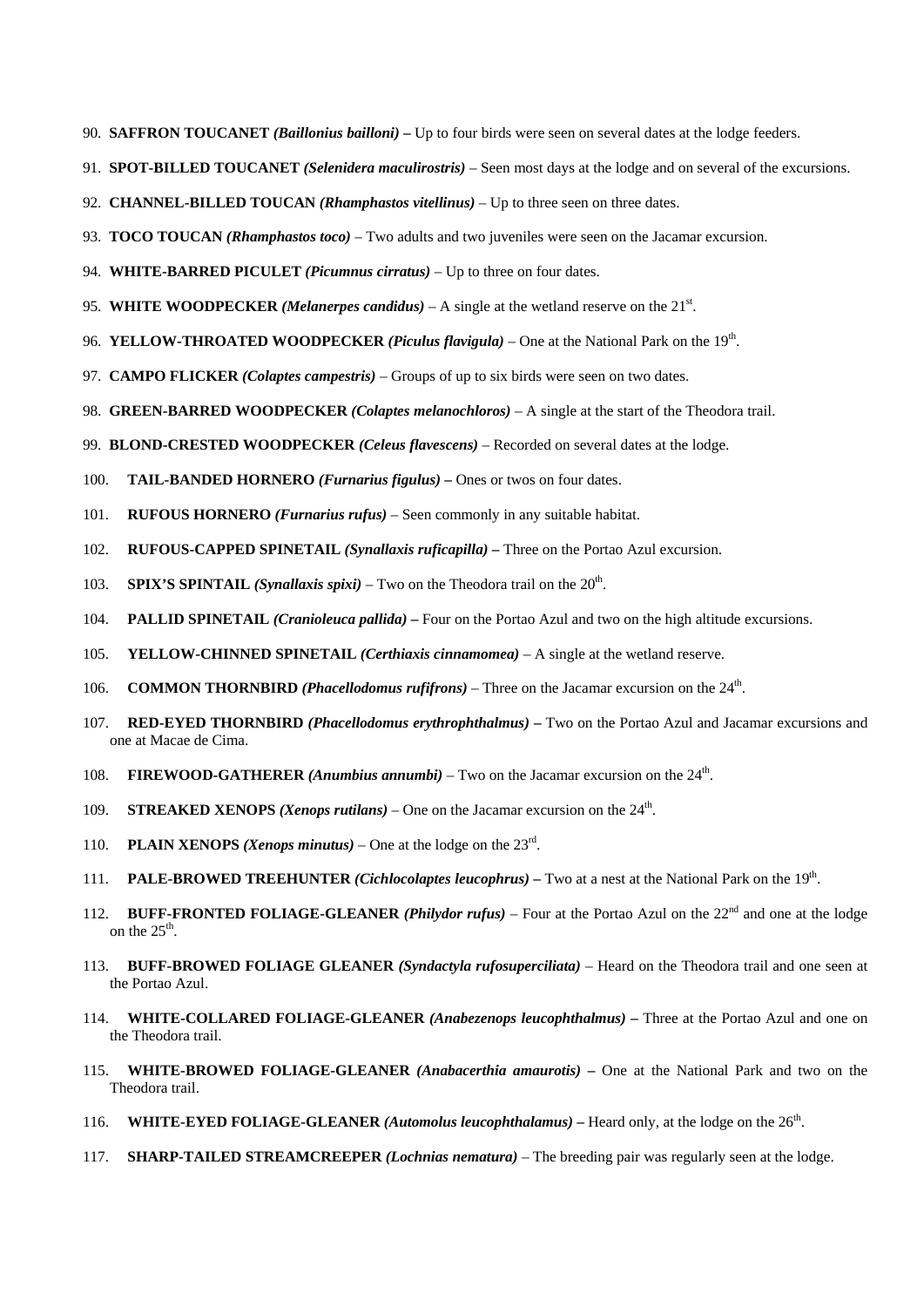90. **SAFFRON TOUCANET *(Baillonius bailloni)* –** Up to four birds were seen on several dates at the lodge feeders.

91. **SPOT-BILLED TOUCANET *(Selenidera maculirostris)*** – Seen most days at the lodge and on several of the excursions.

92. **CHANNEL-BILLED TOUCAN *(Rhamphastos vitellinus)*** – Up to three seen on three dates.

93. **TOCO TOUCAN *(Rhamphastos toco)*** – Two adults and two juveniles were seen on the Jacamar excursion.

94. **WHITE-BARRED PICULET *(Picumnus cirratus)*** – Up to three on four dates.

95. **WHITE WOODPECKER *(Melanerpes candidus)*** – A single at the wetland reserve on the 21st.

96. **YELLOW-THROATED WOODPECKER *(Piculus flavigula)*** – One at the National Park on the 19th.

97. **CAMPO FLICKER *(Colaptes campestris)*** – Groups of up to six birds were seen on two dates.

98. **GREEN-BARRED WOODPECKER *(Colaptes melanochloros)*** – A single at the start of the Theodora trail.

99. **BLOND-CRESTED WOODPECKER *(Celeus flavescens)*** – Recorded on several dates at the lodge.

100. **TAIL-BANDED HORNERO *(Furnarius figulus)* –** Ones or twos on four dates.

101. **RUFOUS HORNERO *(Furnarius rufus)*** – Seen commonly in any suitable habitat.

102. **RUFOUS-CAPPED SPINETAIL *(Synallaxis ruficapilla)* –** Three on the Portao Azul excursion.

103. **SPIX'S SPINTAIL *(Synallaxis spixi)*** – Two on the Theodora trail on the 20th.

104. **PALLID SPINETAIL *(Cranioleuca pallida)* –** Four on the Portao Azul and two on the high altitude excursions.

105. **YELLOW-CHINNED SPINETAIL *(Certhiaxis cinnamomea)*** – A single at the wetland reserve.

106. **COMMON THORNBIRD *(Phacellodomus rufifrons)*** – Three on the Jacamar excursion on the 24th.

107. **RED-EYED THORNBIRD *(Phacellodomus erythrophthalmus)* –** Two on the Portao Azul and Jacamar excursions and one at Macae de Cima.

108. **FIREWOOD-GATHERER *(Anumbius annumbi)*** – Two on the Jacamar excursion on the 24th.

109. **STREAKED XENOPS *(Xenops rutilans)*** – One on the Jacamar excursion on the 24th.

110. **PLAIN XENOPS *(Xenops minutus)*** – One at the lodge on the 23rd.

111. **PALE-BROWED TREEHUNTER *(Cichlocolaptes leucophrus)* –** Two at a nest at the National Park on the 19th.

112. **BUFF-FRONTED FOLIAGE-GLEANER *(Philydor rufus)*** – Four at the Portao Azul on the 22nd and one at the lodge on the 25th.

113. **BUFF-BROWED FOLIAGE GLEANER *(Syndactyla rufosuperciliata)*** – Heard on the Theodora trail and one seen at the Portao Azul.

114. **WHITE-COLLARED FOLIAGE-GLEANER *(Anabezenops leucophthalmus)* –** Three at the Portao Azul and one on the Theodora trail.

115. **WHITE-BROWED FOLIAGE-GLEANER *(Anabacerthia amaurotis)* –** One at the National Park and two on the Theodora trail.

116. **WHITE-EYED FOLIAGE-GLEANER *(Automolus leucophthalamus)* –** Heard only, at the lodge on the 26th.

117. **SHARP-TAILED STREAMCREEPER *(Lochnias nematura)*** – The breeding pair was regularly seen at the lodge.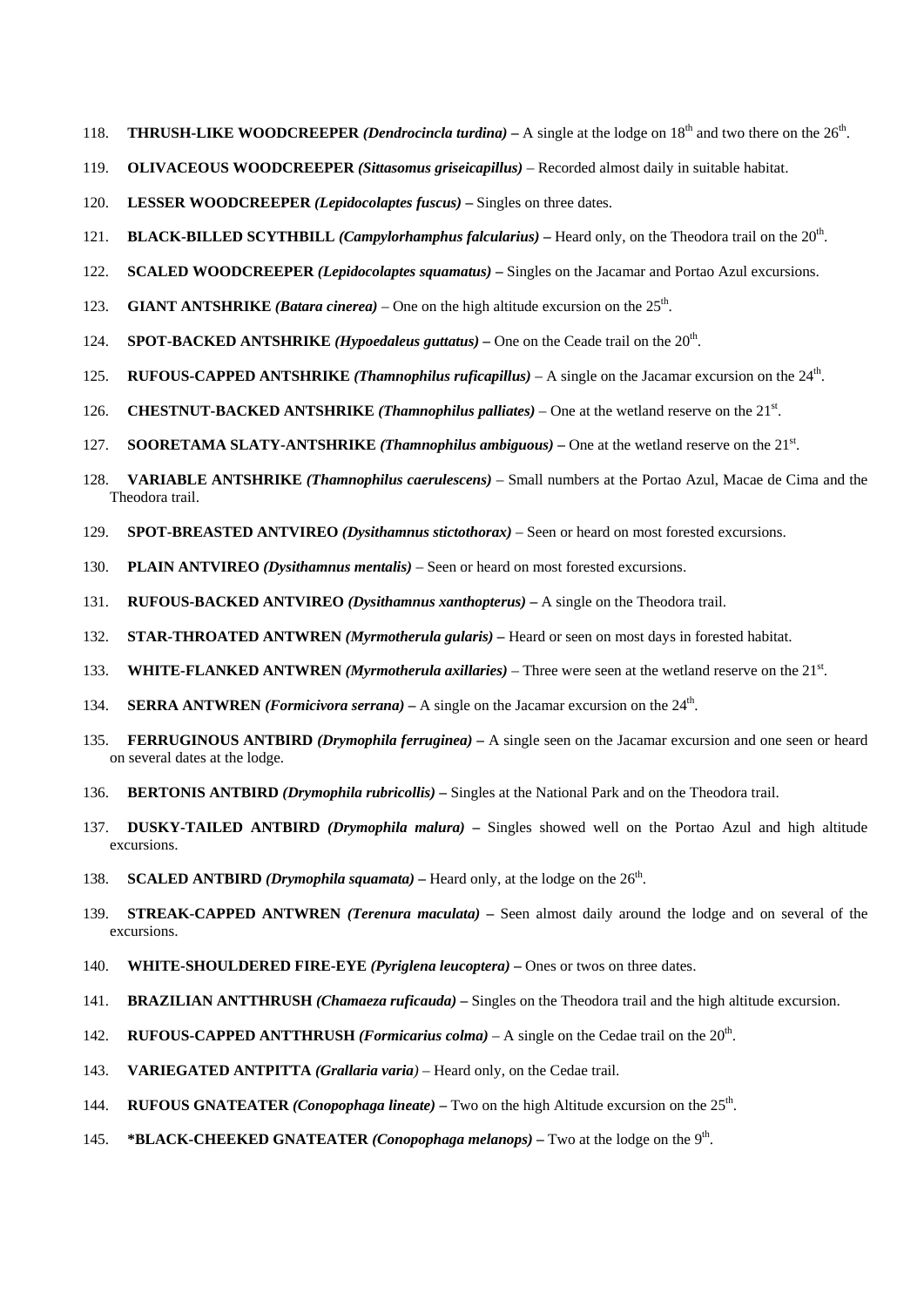118. **THRUSH-LIKE WOODCREEPER *(Dendrocincla turdina)* –** A single at the lodge on 18th and two there on the 26th.

119. **OLIVACEOUS WOODCREEPER *(Sittasomus griseicapillus)*** – Recorded almost daily in suitable habitat.

120. **LESSER WOODCREEPER *(Lepidocolaptes fuscus)* –** Singles on three dates.

121. **BLACK-BILLED SCYTHBILL *(Campylorhamphus falcularius)* –** Heard only, on the Theodora trail on the 20th.

122. **SCALED WOODCREEPER *(Lepidocolaptes squamatus)* –** Singles on the Jacamar and Portao Azul excursions.

123. **GIANT ANTSHRIKE *(Batara cinerea)*** – One on the high altitude excursion on the 25th.

124. **SPOT-BACKED ANTSHRIKE *(Hypoedaleus guttatus)* –** One on the Ceade trail on the 20th.

125. **RUFOUS-CAPPED ANTSHRIKE *(Thamnophilus ruficapillus)*** – A single on the Jacamar excursion on the 24th.

126. **CHESTNUT-BACKED ANTSHRIKE *(Thamnophilus palliates)*** – One at the wetland reserve on the 21st.

127. **SOORETAMA SLATY-ANTSHRIKE *(Thamnophilus ambiguous)* –** One at the wetland reserve on the 21st.

128. **VARIABLE ANTSHRIKE *(Thamnophilus caerulescens)*** – Small numbers at the Portao Azul, Macae de Cima and the Theodora trail.

129. **SPOT-BREASTED ANTVIREO *(Dysithamnus stictothorax)*** – Seen or heard on most forested excursions.

130. **PLAIN ANTVIREO *(Dysithamnus mentalis)*** – Seen or heard on most forested excursions.

131. **RUFOUS-BACKED ANTVIREO *(Dysithamnus xanthopterus)* –** A single on the Theodora trail.

132. **STAR-THROATED ANTWREN *(Myrmotherula gularis)* –** Heard or seen on most days in forested habitat.

133. **WHITE-FLANKED ANTWREN *(Myrmotherula axillaries)*** – Three were seen at the wetland reserve on the 21st.

134. **SERRA ANTWREN *(Formicivora serrana)* –** A single on the Jacamar excursion on the 24th.

135. **FERRUGINOUS ANTBIRD *(Drymophila ferruginea)* –** A single seen on the Jacamar excursion and one seen or heard on several dates at the lodge.

136. **BERTONIS ANTBIRD *(Drymophila rubricollis)* –** Singles at the National Park and on the Theodora trail.

137. **DUSKY-TAILED ANTBIRD *(Drymophila malura)* –** Singles showed well on the Portao Azul and high altitude excursions.

138. **SCALED ANTBIRD *(Drymophila squamata)* –** Heard only, at the lodge on the 26th.

139. **STREAK-CAPPED ANTWREN *(Terenura maculata)* –** Seen almost daily around the lodge and on several of the excursions.

140. **WHITE-SHOULDERED FIRE-EYE *(Pyriglena leucoptera)* –** Ones or twos on three dates.

141. **BRAZILIAN ANTTHRUSH *(Chamaeza ruficauda)* –** Singles on the Theodora trail and the high altitude excursion.

142. **RUFOUS-CAPPED ANTTHRUSH *(Formicarius colma)*** – A single on the Cedae trail on the 20th.

143. **VARIEGATED ANTPITTA *(Grallaria varia)*** – Heard only, on the Cedae trail.

144. **RUFOUS GNATEATER *(Conopophaga lineate)* –** Two on the high Altitude excursion on the 25th.

145. ***BLACK-CHEEKED GNATEATER *(Conopophaga melanops)* –** Two at the lodge on the 9th.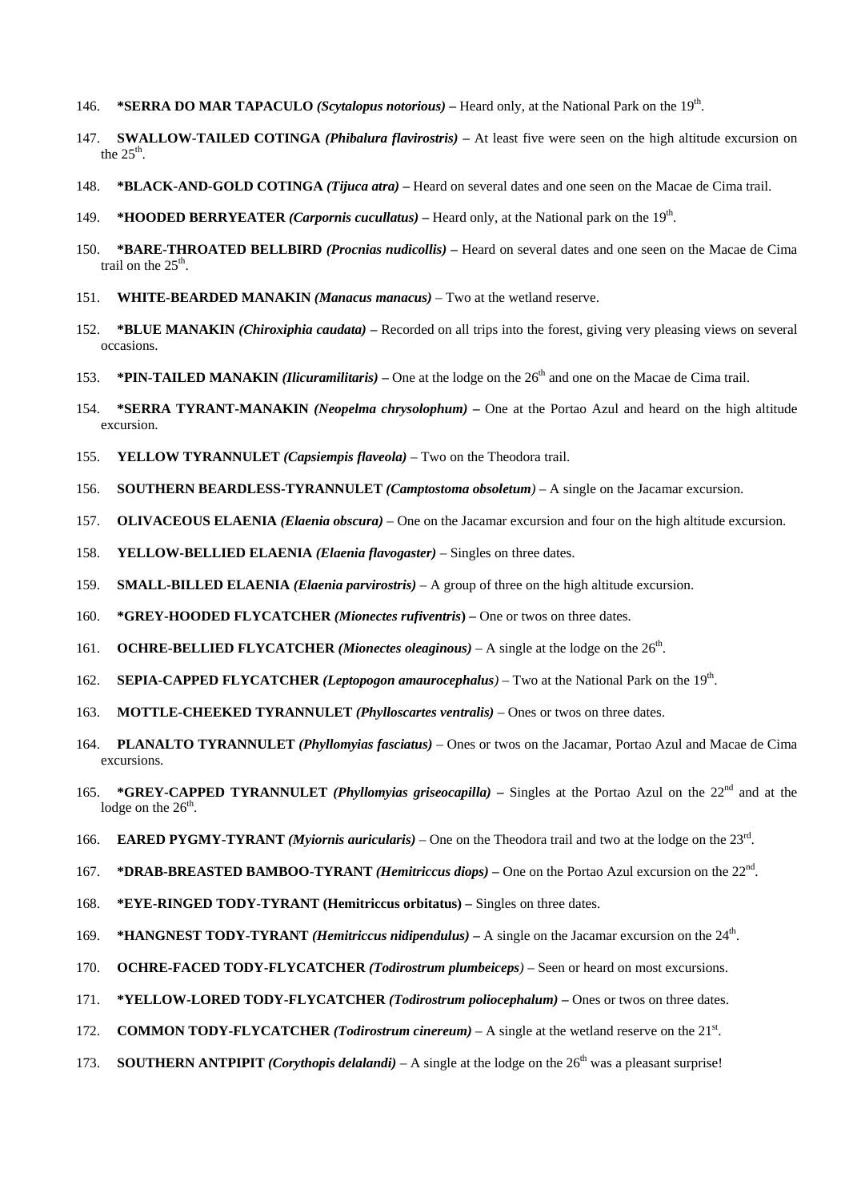146. **\*SERRA DO MAR TAPACULO *(Scytalopus notorious)* –** Heard only, at the National Park on the 19th.

147. **SWALLOW-TAILED COTINGA *(Phibalura flavirostris)* –** At least five were seen on the high altitude excursion on the 25th.

148. **\*BLACK-AND-GOLD COTINGA *(Tijuca atra)* –** Heard on several dates and one seen on the Macae de Cima trail.

149. **\*HOODED BERRYEATER *(Carpornis cucullatus)* –** Heard only, at the National park on the 19th.

150. **\*BARE-THROATED BELLBIRD *(Procnias nudicollis)* –** Heard on several dates and one seen on the Macae de Cima trail on the 25th.

151. **WHITE-BEARDED MANAKIN *(Manacus manacus)*** – Two at the wetland reserve.

152. **\*BLUE MANAKIN *(Chiroxiphia caudata)* –** Recorded on all trips into the forest, giving very pleasing views on several occasions.

153. **\*PIN-TAILED MANAKIN *(Ilicuramilitaris)* –** One at the lodge on the 26th and one on the Macae de Cima trail.

154. **\*SERRA TYRANT-MANAKIN *(Neopelma chrysolophum)* –** One at the Portao Azul and heard on the high altitude excursion.

155. **YELLOW TYRANNULET *(Capsiempis flaveola)*** – Two on the Theodora trail.

156. **SOUTHERN BEARDLESS-TYRANNULET *(Camptostoma obsoletum)*** – A single on the Jacamar excursion.

157. **OLIVACEOUS ELAENIA *(Elaenia obscura)*** – One on the Jacamar excursion and four on the high altitude excursion.

158. **YELLOW-BELLIED ELAENIA *(Elaenia flavogaster)*** – Singles on three dates.

159. **SMALL-BILLED ELAENIA *(Elaenia parvirostris)*** – A group of three on the high altitude excursion.

160. **\*GREY-HOODED FLYCATCHER *(Mionectes rufiventris)* –** One or twos on three dates.

161. **OCHRE-BELLIED FLYCATCHER *(Mionectes oleaginous)*** – A single at the lodge on the 26th.

162. **SEPIA-CAPPED FLYCATCHER *(Leptopogon amaurocephalus)*** – Two at the National Park on the 19th.

163. **MOTTLE-CHEEKED TYRANNULET *(Phylloscartes ventralis)*** – Ones or twos on three dates.

164. **PLANALTO TYRANNULET *(Phyllomyias fasciatus)*** – Ones or twos on the Jacamar, Portao Azul and Macae de Cima excursions.

165. **\*GREY-CAPPED TYRANNULET *(Phyllomyias griseocapilla)* –** Singles at the Portao Azul on the 22nd and at the lodge on the 26th.

166. **EARED PYGMY-TYRANT *(Myiornis auricularis)*** – One on the Theodora trail and two at the lodge on the 23rd.

167. **\*DRAB-BREASTED BAMBOO-TYRANT *(Hemitriccus diops)* –** One on the Portao Azul excursion on the 22nd.

168. **\*EYE-RINGED TODY-TYRANT (Hemitriccus orbitatus) –** Singles on three dates.

169. **\*HANGNEST TODY-TYRANT *(Hemitriccus nidipendulus)* –** A single on the Jacamar excursion on the 24th.

170. **OCHRE-FACED TODY-FLYCATCHER *(Todirostrum plumbeiceps)*** – Seen or heard on most excursions.

171. **\*YELLOW-LORED TODY-FLYCATCHER *(Todirostrum poliocephalum)* –** Ones or twos on three dates.

172. **COMMON TODY-FLYCATCHER *(Todirostrum cinereum)*** – A single at the wetland reserve on the 21st.

173. **SOUTHERN ANTPIPIT *(Corythopis delalandi)*** – A single at the lodge on the 26th was a pleasant surprise!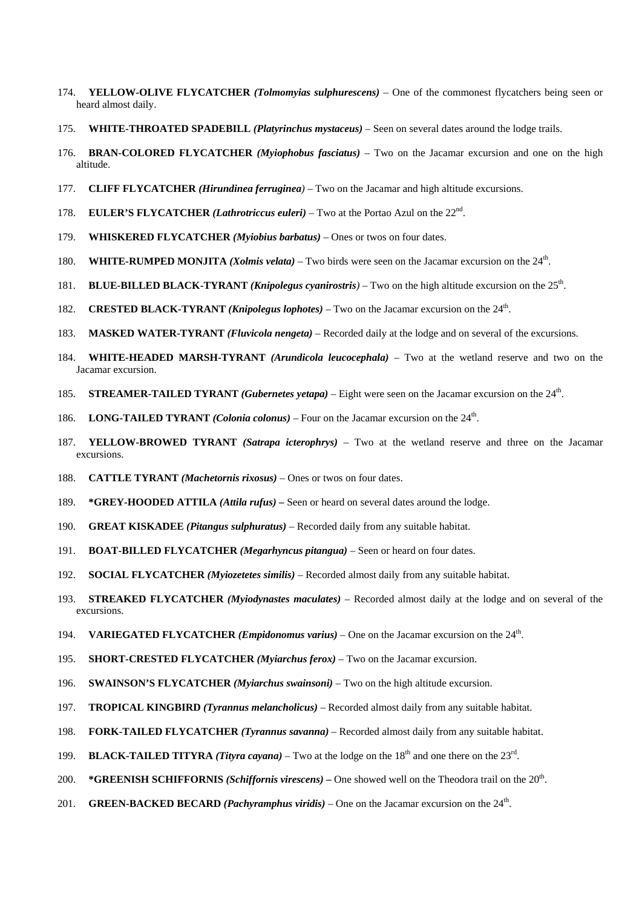174. **YELLOW-OLIVE FLYCATCHER *(Tolmomyias sulphurescens)*** – One of the commonest flycatchers being seen or heard almost daily.

175. **WHITE-THROATED SPADEBILL *(Platyrinchus mystaceus)*** – Seen on several dates around the lodge trails.

176. **BRAN-COLORED FLYCATCHER *(Myiophobus fasciatus)*** – Two on the Jacamar excursion and one on the high altitude.

177. **CLIFF FLYCATCHER *(Hirundinea ferruginea)*** – Two on the Jacamar and high altitude excursions.

178. **EULER'S FLYCATCHER *(Lathrotriccus euleri)*** – Two at the Portao Azul on the 22nd.

179. **WHISKERED FLYCATCHER *(Myiobius barbatus)*** – Ones or twos on four dates.

180. **WHITE-RUMPED MONJITA *(Xolmis velata)*** – Two birds were seen on the Jacamar excursion on the 24th.

181. **BLUE-BILLED BLACK-TYRANT *(Knipolegus cyanirostris)*** – Two on the high altitude excursion on the 25th.

182. **CRESTED BLACK-TYRANT *(Knipolegus lophotes)*** – Two on the Jacamar excursion on the 24th.

183. **MASKED WATER-TYRANT *(Fluvicola nengeta)*** – Recorded daily at the lodge and on several of the excursions.

184. **WHITE-HEADED MARSH-TYRANT *(Arundicola leucocephala)*** – Two at the wetland reserve and two on the Jacamar excursion.

185. **STREAMER-TAILED TYRANT *(Gubernetes yetapa)*** – Eight were seen on the Jacamar excursion on the 24th.

186. **LONG-TAILED TYRANT *(Colonia colonus)*** – Four on the Jacamar excursion on the 24th.

187. **YELLOW-BROWED TYRANT *(Satrapa icterophrys)*** – Two at the wetland reserve and three on the Jacamar excursions.

188. **CATTLE TYRANT *(Machetornis rixosus)*** – Ones or twos on four dates.

189. ***GREY-HOODED ATTILA *(Attila rufus)* –** Seen or heard on several dates around the lodge.

190. **GREAT KISKADEE *(Pitangus sulphuratus)*** – Recorded daily from any suitable habitat.

191. **BOAT-BILLED FLYCATCHER *(Megarhyncus pitangua)*** – Seen or heard on four dates.

192. **SOCIAL FLYCATCHER *(Myiozetetes similis)*** – Recorded almost daily from any suitable habitat.

193. **STREAKED FLYCATCHER *(Myiodynastes maculates)*** – Recorded almost daily at the lodge and on several of the excursions.

194. **VARIEGATED FLYCATCHER *(Empidonomus varius)*** – One on the Jacamar excursion on the 24th.

195. **SHORT-CRESTED FLYCATCHER *(Myiarchus ferox)*** – Two on the Jacamar excursion.

196. **SWAINSON'S FLYCATCHER *(Myiarchus swainsoni)*** – Two on the high altitude excursion.

197. **TROPICAL KINGBIRD *(Tyrannus melancholicus)*** – Recorded almost daily from any suitable habitat.

198. **FORK-TAILED FLYCATCHER *(Tyrannus savanna)*** – Recorded almost daily from any suitable habitat.

199. **BLACK-TAILED TITYRA *(Tityra cayana)*** – Two at the lodge on the 18th and one there on the 23rd.

200. ***GREENISH SCHIFFORNIS *(Schiffornis virescens)* –** One showed well on the Theodora trail on the 20th.

201. **GREEN-BACKED BECARD *(Pachyramphus viridis)*** – One on the Jacamar excursion on the 24th.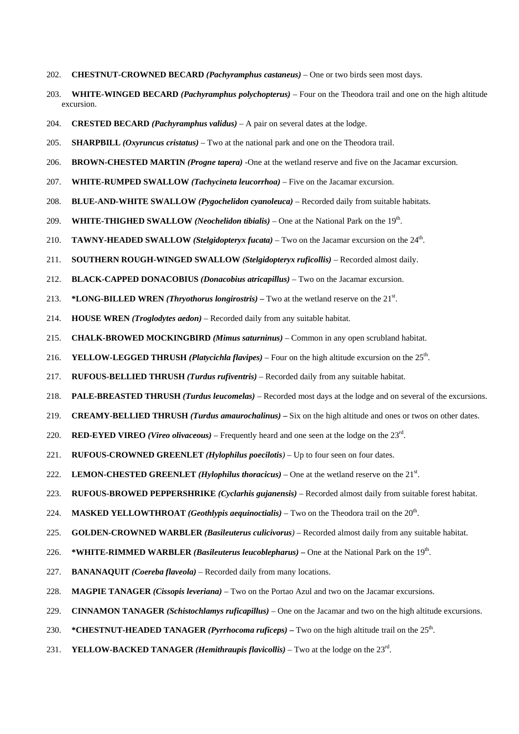202. **CHESTNUT-CROWNED BECARD** ***(Pachyramphus castaneus)*** – One or two birds seen most days.

203. **WHITE-WINGED BECARD** ***(Pachyramphus polychopterus)*** – Four on the Theodora trail and one on the high altitude excursion.

204. **CRESTED BECARD** ***(Pachyramphus validus)*** – A pair on several dates at the lodge.

205. **SHARPBILL** ***(Oxyruncus cristatus)*** – Two at the national park and one on the Theodora trail.

206. **BROWN-CHESTED MARTIN** ***(Progne tapera)*** -One at the wetland reserve and five on the Jacamar excursion.

207. **WHITE-RUMPED SWALLOW** ***(Tachycineta leucorrhoa)*** – Five on the Jacamar excursion.

208. **BLUE-AND-WHITE SWALLOW** ***(Pygochelidon cyanoleuca)*** – Recorded daily from suitable habitats.

209. **WHITE-THIGHED SWALLOW** ***(Neochelidon tibialis)*** – One at the National Park on the 19th.

210. **TAWNY-HEADED SWALLOW** ***(Stelgidopteryx fucata)*** – Two on the Jacamar excursion on the 24th.

211. **SOUTHERN ROUGH-WINGED SWALLOW** ***(Stelgidopteryx ruficollis)*** – Recorded almost daily.

212. **BLACK-CAPPED DONACOBIUS** ***(Donacobius atricapillus)*** – Two on the Jacamar excursion.

213. ***LONG-BILLED WREN** ***(Thryothorus longirostris)*** **–** Two at the wetland reserve on the 21st.

214. **HOUSE WREN** ***(Troglodytes aedon)*** – Recorded daily from any suitable habitat.

215. **CHALK-BROWED MOCKINGBIRD** ***(Mimus saturninus)*** – Common in any open scrubland habitat.

216. **YELLOW-LEGGED THRUSH** ***(Platycichla flavipes)*** – Four on the high altitude excursion on the 25th.

217. **RUFOUS-BELLIED THRUSH** ***(Turdus rufiventris)*** – Recorded daily from any suitable habitat.

218. **PALE-BREASTED THRUSH** ***(Turdus leucomelas)*** – Recorded most days at the lodge and on several of the excursions.

219. **CREAMY-BELLIED THRUSH** ***(Turdus amaurochalinus)*** **–** Six on the high altitude and ones or twos on other dates.

220. **RED-EYED VIREO** ***(Vireo olivaceous)*** – Frequently heard and one seen at the lodge on the 23rd.

221. **RUFOUS-CROWNED GREENLET** ***(Hylophilus poecilotis)*** – Up to four seen on four dates.

222. **LEMON-CHESTED GREENLET** ***(Hylophilus thoracicus)*** – One at the wetland reserve on the 21st.

223. **RUFOUS-BROWED PEPPERSHRIKE** ***(Cyclarhis gujanensis)*** – Recorded almost daily from suitable forest habitat.

224. **MASKED YELLOWTHROAT** ***(Geothlypis aequinoctialis)*** – Two on the Theodora trail on the 20th.

225. **GOLDEN-CROWNED WARBLER** ***(Basileuterus culicivorus)*** – Recorded almost daily from any suitable habitat.

226. ***WHITE-RIMMED WARBLER** ***(Basileuterus leucoblepharus)*** **–** One at the National Park on the 19th.

227. **BANANAQUIT** ***(Coereba flaveola)*** – Recorded daily from many locations.

228. **MAGPIE TANAGER** ***(Cissopis leveriana)*** – Two on the Portao Azul and two on the Jacamar excursions.

229. **CINNAMON TANAGER** ***(Schistochlamys ruficapillus)*** – One on the Jacamar and two on the high altitude excursions.

230. ***CHESTNUT-HEADED TANAGER** ***(Pyrrhocoma ruficeps)*** **–** Two on the high altitude trail on the 25th.

231. **YELLOW-BACKED TANAGER** ***(Hemithraupis flavicollis)*** – Two at the lodge on the 23rd.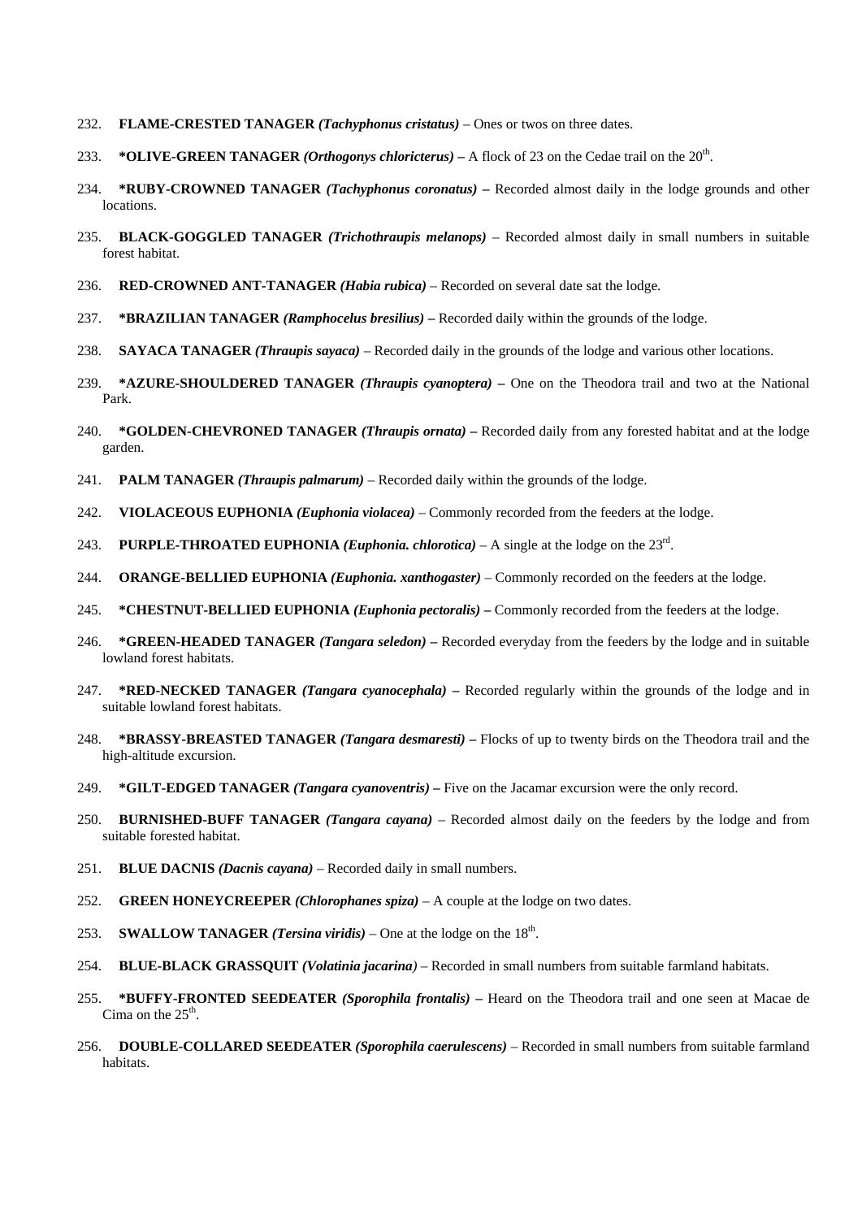232. **FLAME-CRESTED TANAGER *(Tachyphonus cristatus)*** – Ones or twos on three dates.

233. ***OLIVE-GREEN TANAGER *(Orthogonys chloricterus)* –** A flock of 23 on the Cedae trail on the 20th.

234. ***RUBY-CROWNED TANAGER *(Tachyphonus coronatus)* –** Recorded almost daily in the lodge grounds and other locations.

235. **BLACK-GOGGLED TANAGER *(Trichothraupis melanops)*** – Recorded almost daily in small numbers in suitable forest habitat.

236. **RED-CROWNED ANT-TANAGER *(Habia rubica)*** – Recorded on several date sat the lodge.

237. ***BRAZILIAN TANAGER *(Ramphocelus bresilius)* –** Recorded daily within the grounds of the lodge.

238. **SAYACA TANAGER *(Thraupis sayaca)*** – Recorded daily in the grounds of the lodge and various other locations.

239. ***AZURE-SHOULDERED TANAGER *(Thraupis cyanoptera)* –** One on the Theodora trail and two at the National Park.

240. ***GOLDEN-CHEVRONED TANAGER *(Thraupis ornata)* –** Recorded daily from any forested habitat and at the lodge garden.

241. **PALM TANAGER *(Thraupis palmarum)*** – Recorded daily within the grounds of the lodge.

242. **VIOLACEOUS EUPHONIA *(Euphonia violacea)*** – Commonly recorded from the feeders at the lodge.

243. **PURPLE-THROATED EUPHONIA *(Euphonia. chlorotica)*** – A single at the lodge on the 23rd.

244. **ORANGE-BELLIED EUPHONIA *(Euphonia. xanthogaster)*** – Commonly recorded on the feeders at the lodge.

245. ***CHESTNUT-BELLIED EUPHONIA *(Euphonia pectoralis)* –** Commonly recorded from the feeders at the lodge.

246. ***GREEN-HEADED TANAGER *(Tangara seledon)* –** Recorded everyday from the feeders by the lodge and in suitable lowland forest habitats.

247. ***RED-NECKED TANAGER *(Tangara cyanocephala)* –** Recorded regularly within the grounds of the lodge and in suitable lowland forest habitats.

248. ***BRASSY-BREASTED TANAGER *(Tangara desmaresti)* –** Flocks of up to twenty birds on the Theodora trail and the high-altitude excursion.

249. ***GILT-EDGED TANAGER *(Tangara cyanoventris)* –** Five on the Jacamar excursion were the only record.

250. **BURNISHED-BUFF TANAGER *(Tangara cayana)*** – Recorded almost daily on the feeders by the lodge and from suitable forested habitat.

251. **BLUE DACNIS *(Dacnis cayana)*** – Recorded daily in small numbers.

252. **GREEN HONEYCREEPER *(Chlorophanes spiza)*** – A couple at the lodge on two dates.

253. **SWALLOW TANAGER *(Tersina viridis)*** – One at the lodge on the 18th.

254. **BLUE-BLACK GRASSQUIT *(Volatinia jacarina)*** – Recorded in small numbers from suitable farmland habitats.

255. ***BUFFY-FRONTED SEEDEATER *(Sporophila frontalis)* –** Heard on the Theodora trail and one seen at Macae de Cima on the 25th.

256. **DOUBLE-COLLARED SEEDEATER *(Sporophila caerulescens)*** – Recorded in small numbers from suitable farmland habitats.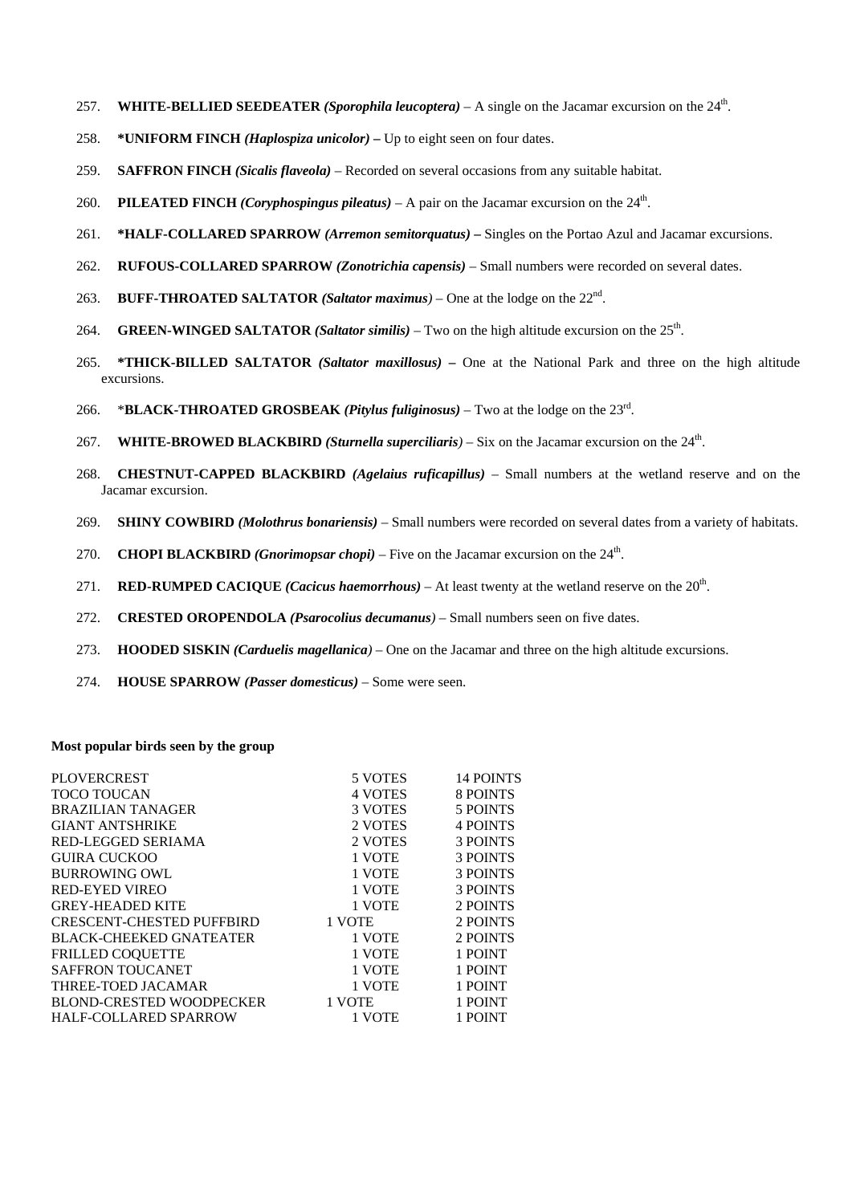257. **WHITE-BELLIED SEEDEATER** ***(Sporophila leucoptera)*** – A single on the Jacamar excursion on the 24th.

258. **\*UNIFORM FINCH** ***(Haplospiza unicolor)*** **–** Up to eight seen on four dates.

259. **SAFFRON FINCH** ***(Sicalis flaveola)*** – Recorded on several occasions from any suitable habitat.

260. **PILEATED FINCH** ***(Coryphospingus pileatus)*** – A pair on the Jacamar excursion on the 24th.

261. **\*HALF-COLLARED SPARROW** ***(Arremon semitorquatus)*** **–** Singles on the Portao Azul and Jacamar excursions.

262. **RUFOUS-COLLARED SPARROW** ***(Zonotrichia capensis)*** – Small numbers were recorded on several dates.

263. **BUFF-THROATED SALTATOR** ***(Saltator maximus)*** – One at the lodge on the 22nd.

264. **GREEN-WINGED SALTATOR** ***(Saltator similis)*** – Two on the high altitude excursion on the 25th.

265. **\*THICK-BILLED SALTATOR** ***(Saltator maxillosus)*** **–** One at the National Park and three on the high altitude excursions.

266. \***BLACK-THROATED GROSBEAK** ***(Pitylus fuliginosus)*** – Two at the lodge on the 23rd.

267. **WHITE-BROWED BLACKBIRD** ***(Sturnella superciliaris)*** – Six on the Jacamar excursion on the 24th.

268. **CHESTNUT-CAPPED BLACKBIRD** ***(Agelaius ruficapillus)*** – Small numbers at the wetland reserve and on the Jacamar excursion.

269. **SHINY COWBIRD** ***(Molothrus bonariensis)*** – Small numbers were recorded on several dates from a variety of habitats.

270. **CHOPI BLACKBIRD** ***(Gnorimopsar chopi)*** – Five on the Jacamar excursion on the 24th.

271. **RED-RUMPED CACIQUE** ***(Cacicus haemorrhous)*** – At least twenty at the wetland reserve on the 20th.

272. **CRESTED OROPENDOLA** ***(Psarocolius decumanus)*** – Small numbers seen on five dates.

273. **HOODED SISKIN** ***(Carduelis magellanica)*** – One on the Jacamar and three on the high altitude excursions.

274. **HOUSE SPARROW** ***(Passer domesticus)*** – Some were seen.

**Most popular birds seen by the group**

| | | |
|---|---|---|
| PLOVERCREST | 5 VOTES | 14 POINTS |
| TOCO TOUCAN | 4 VOTES | 8 POINTS |
| BRAZILIAN TANAGER | 3 VOTES | 5 POINTS |
| GIANT ANTSHRIKE | 2 VOTES | 4 POINTS |
| RED-LEGGED SERIAMA | 2 VOTES | 3 POINTS |
| GUIRA CUCKOO | 1 VOTE | 3 POINTS |
| BURROWING OWL | 1 VOTE | 3 POINTS |
| RED-EYED VIREO | 1 VOTE | 3 POINTS |
| GREY-HEADED KITE | 1 VOTE | 2 POINTS |
| CRESCENT-CHESTED PUFFBIRD | 1 VOTE | 2 POINTS |
| BLACK-CHEEKED GNATEATER | 1 VOTE | 2 POINTS |
| FRILLED COQUETTE | 1 VOTE | 1 POINT |
| SAFFRON TOUCANET | 1 VOTE | 1 POINT |
| THREE-TOED JACAMAR | 1 VOTE | 1 POINT |
| BLOND-CRESTED WOODPECKER | 1 VOTE | 1 POINT |
| HALF-COLLARED SPARROW | 1 VOTE | 1 POINT |